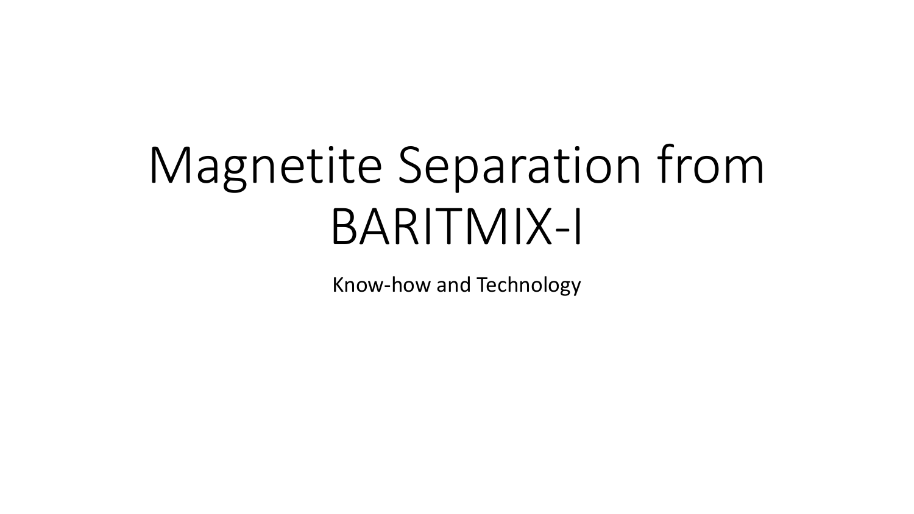# Magnetite Separation from BARITMIX-I

Know-how and Technology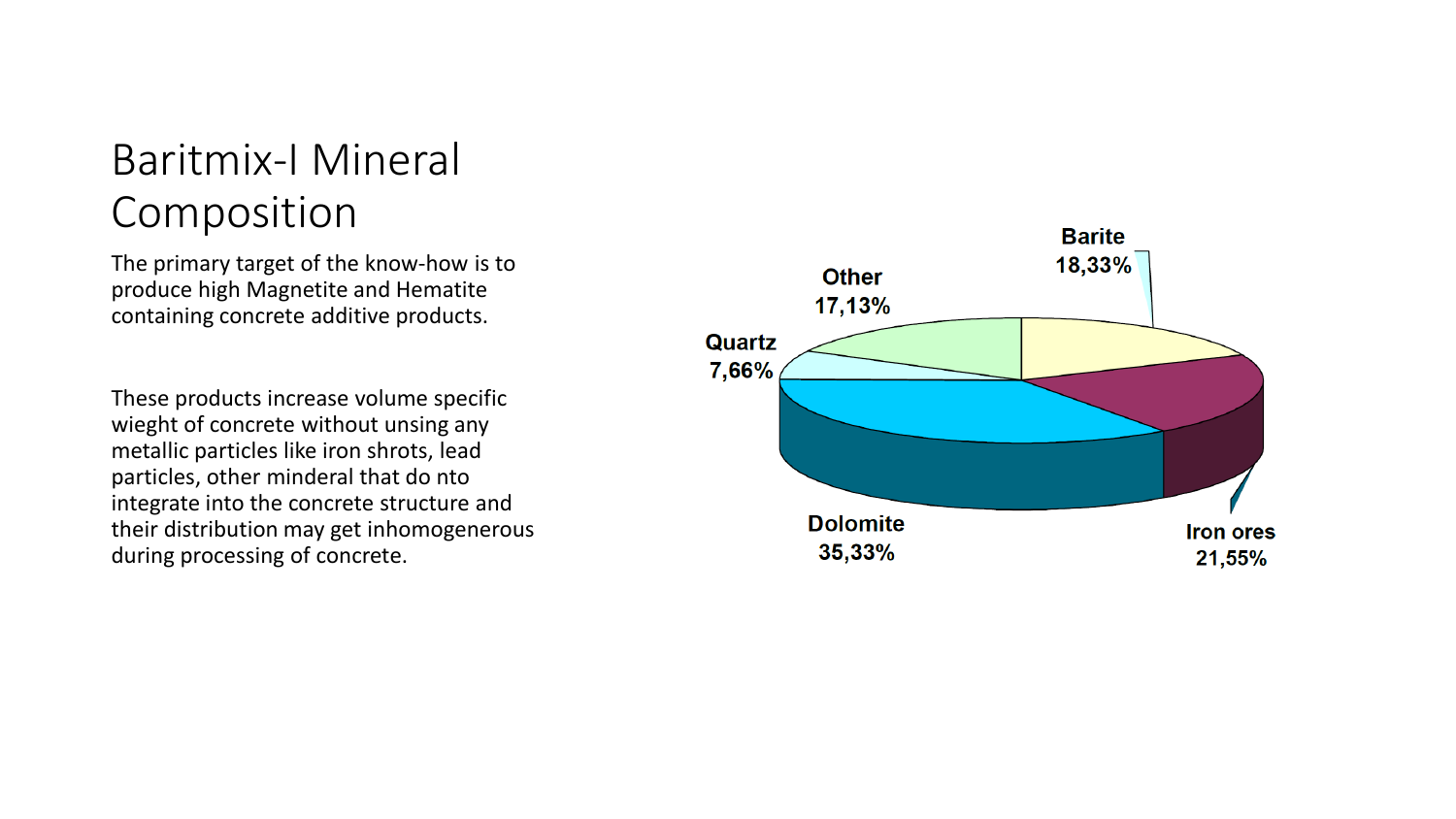# Baritmix-I Mineral Composition

The primary target of the know-how is to produce high Magnetite and Hematite containing concrete additive products.

These products increase volume specific wieght of concrete without unsing any metallic particles like iron shrots, lead particles, other minderal that do nto integrate into the concrete structure and their distribution may get inhomogenerous during processing of concrete.

Barite
18,33%

Other
17,13%

Quartz
7,66%

Dolomite
35,33%

Iron ores
21,55%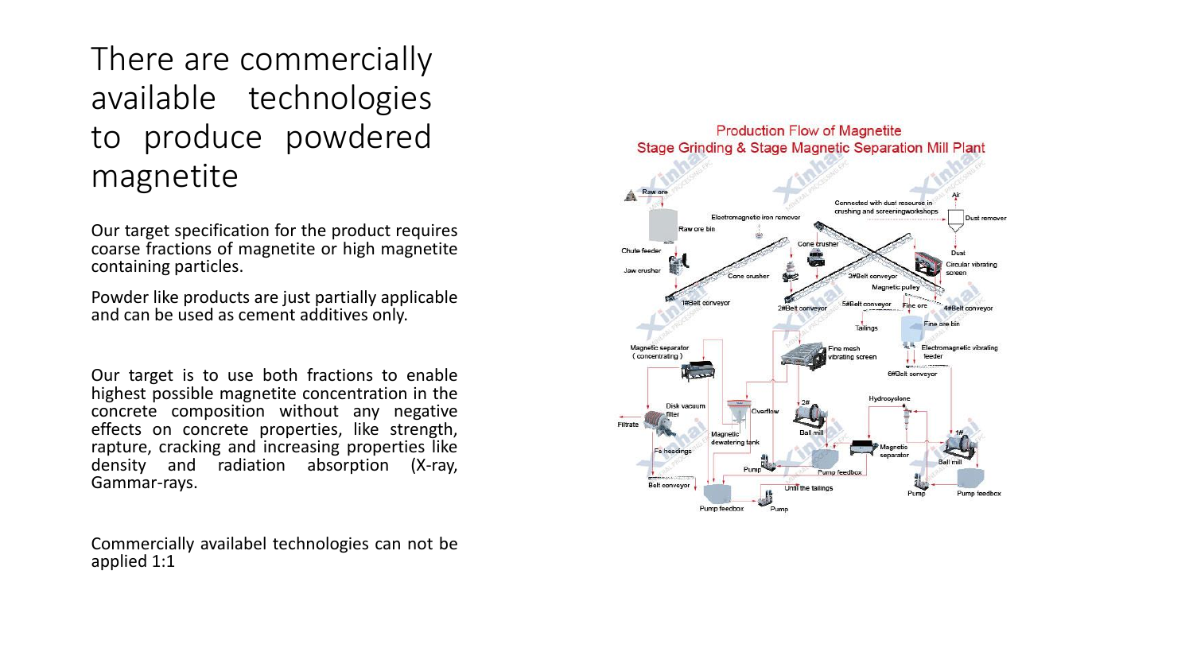# There are commercially available technologies to produce powdered magnetite

Our target specification for the product requires coarse fractions of magnetite or high magnetite containing particles.

Powder like products are just partially applicable and can be used as cement additives only.

Our target is to use both fractions to enable highest possible magnetite concentration in the concrete composition without any negative effects on concrete properties, like strength, rapture, cracking and increasing properties like density and radiation absorption (X-ray, Gammar-rays.

Commercially availabel technologies can not be applied 1:1

Production Flow of Magnetite
Stage Grinding & Stage Magnetic Separation Mill Plant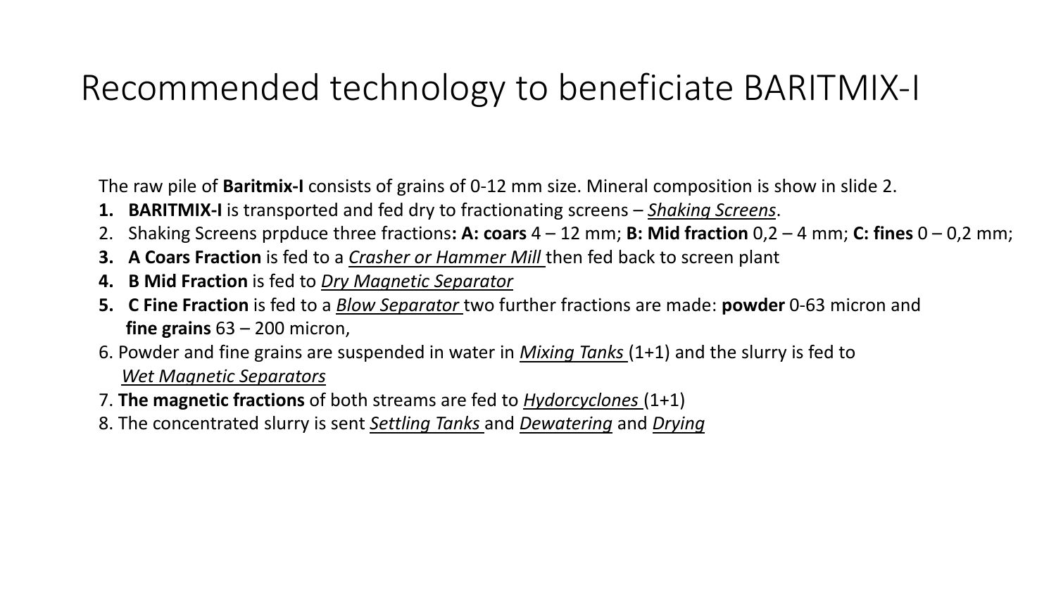# Recommended technology to beneficiate BARITMIX-I

The raw pile of **Baritmix-I** consists of grains of 0-12 mm size. Mineral composition is show in slide 2.

1. **BARITMIX-I** is transported and fed dry to fractionating screens – *Shaking Screens*.
2. Shaking Screens prpduce three fractions**: A: coars** 4 – 12 mm; **B: Mid fraction** 0,2 – 4 mm; **C: fines** 0 – 0,2 mm;
3. **A Coars Fraction** is fed to a *Crasher or Hammer Mill* then fed back to screen plant
4. **B Mid Fraction** is fed to *Dry Magnetic Separator*
5. **C Fine Fraction** is fed to a *Blow Separator* two further fractions are made: **powder** 0-63 micron and **fine grains** 63 – 200 micron,
6. Powder and fine grains are suspended in water in *Mixing Tanks* (1+1) and the slurry is fed to *Wet Magnetic Separators*
7. **The magnetic fractions** of both streams are fed to *Hydorcyclones* (1+1)
8. The concentrated slurry is sent *Settling Tanks* and *Dewatering* and *Drying*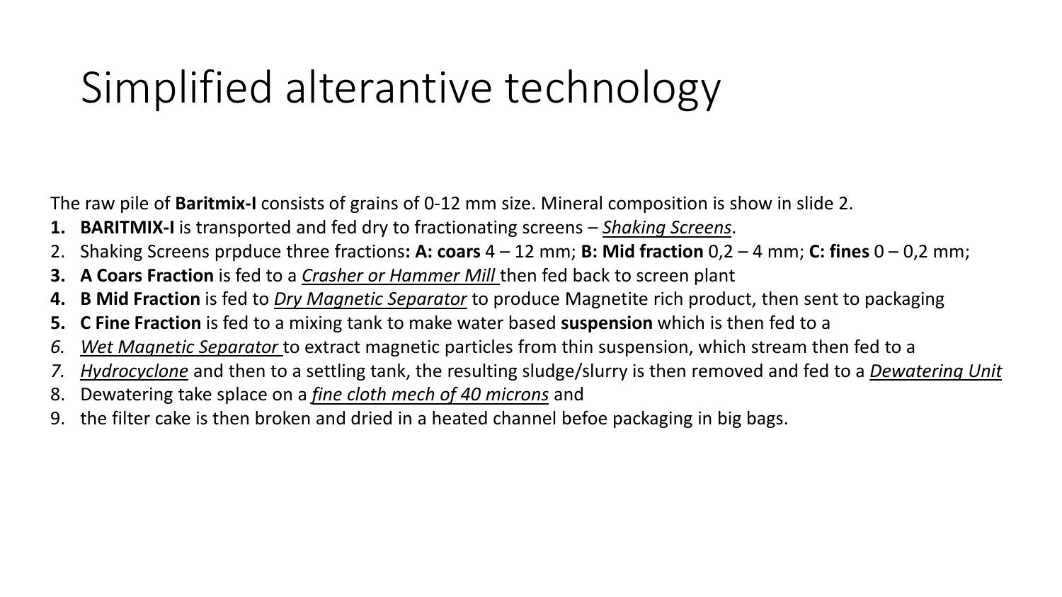# Simplified alterantive technology

The raw pile of **Baritmix-I** consists of grains of 0-12 mm size. Mineral composition is show in slide 2.

1. **BARITMIX-I** is transported and fed dry to fractionating screens – ***Shaking Screens***.
2. Shaking Screens prpduce three fractions**: A: coars** 4 – 12 mm; **B: Mid fraction** 0,2 – 4 mm; **C: fines** 0 – 0,2 mm;
3. **A Coars Fraction** is fed to a ***Crasher or Hammer Mill*** then fed back to screen plant
4. **B Mid Fraction** is fed to ***Dry Magnetic Separator*** to produce Magnetite rich product, then sent to packaging
5. **C Fine Fraction** is fed to a mixing tank to make water based **suspension** which is then fed to a
6. ***Wet Magnetic Separator*** to extract magnetic particles from thin suspension, which stream then fed to a
7. ***Hydrocyclone*** and then to a settling tank, the resulting sludge/slurry is then removed and fed to a ***Dewatering Unit***
8. Dewatering take splace on a ***fine cloth mech of 40 microns*** and
9. the filter cake is then broken and dried in a heated channel befoe packaging in big bags.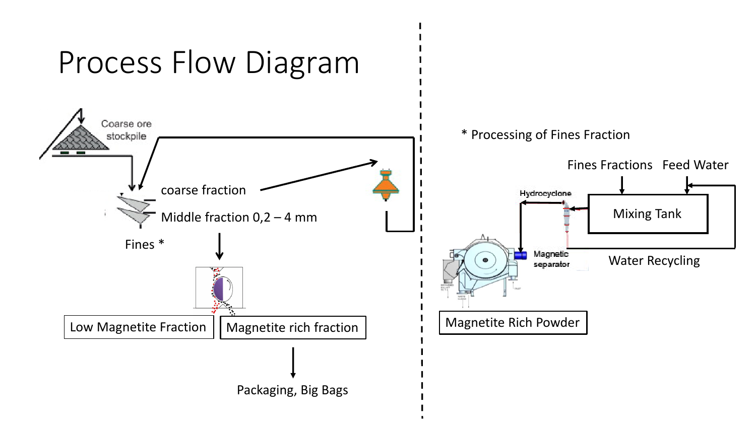# Process Flow Diagram

Coarse ore stockpile

coarse fraction

Middle fraction 0,2 – 4 mm

Fines *

Low Magnetite Fraction

Magnetite rich fraction

Packaging, Big Bags

* Processing of Fines Fraction

Fines Fractions

Feed Water

Hydrocyclone

Mixing Tank

Magnetic separator

Water Recycling

Magnetite Rich Powder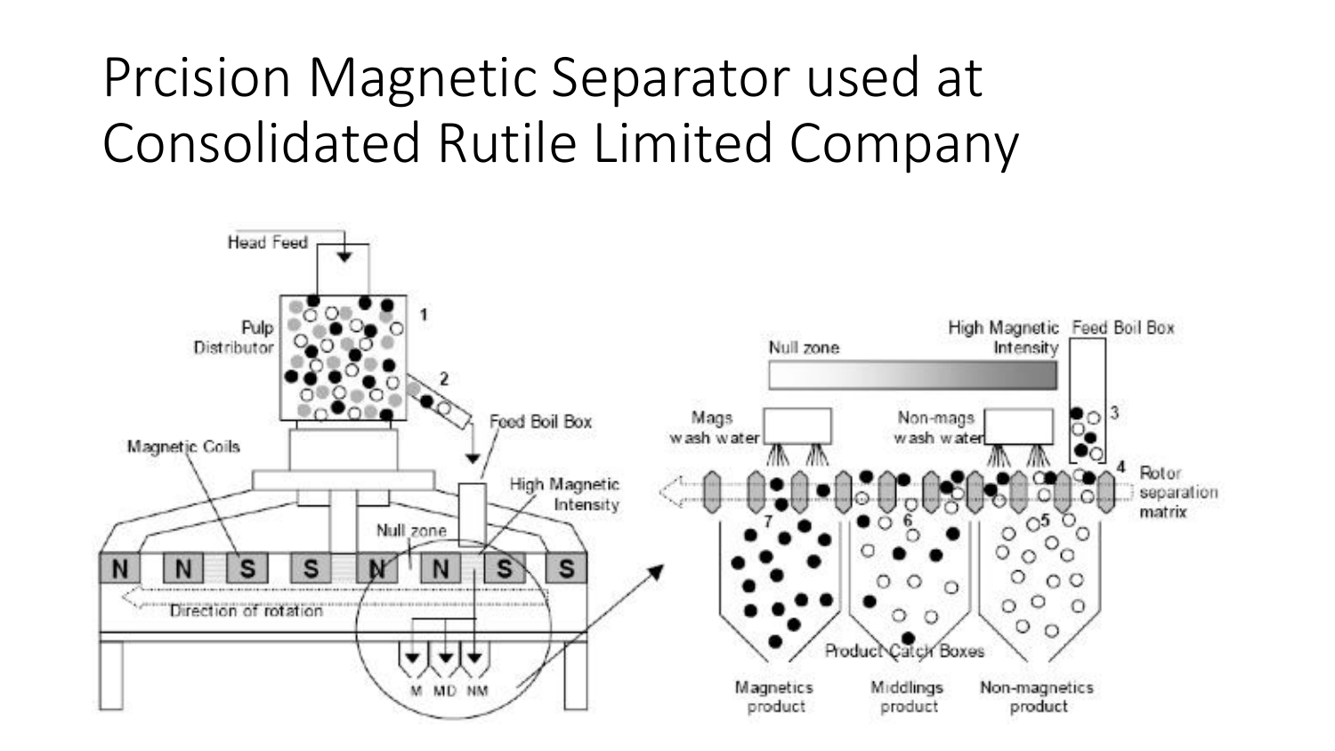# Prcision Magnetic Separator used at Consolidated Rutile Limited Company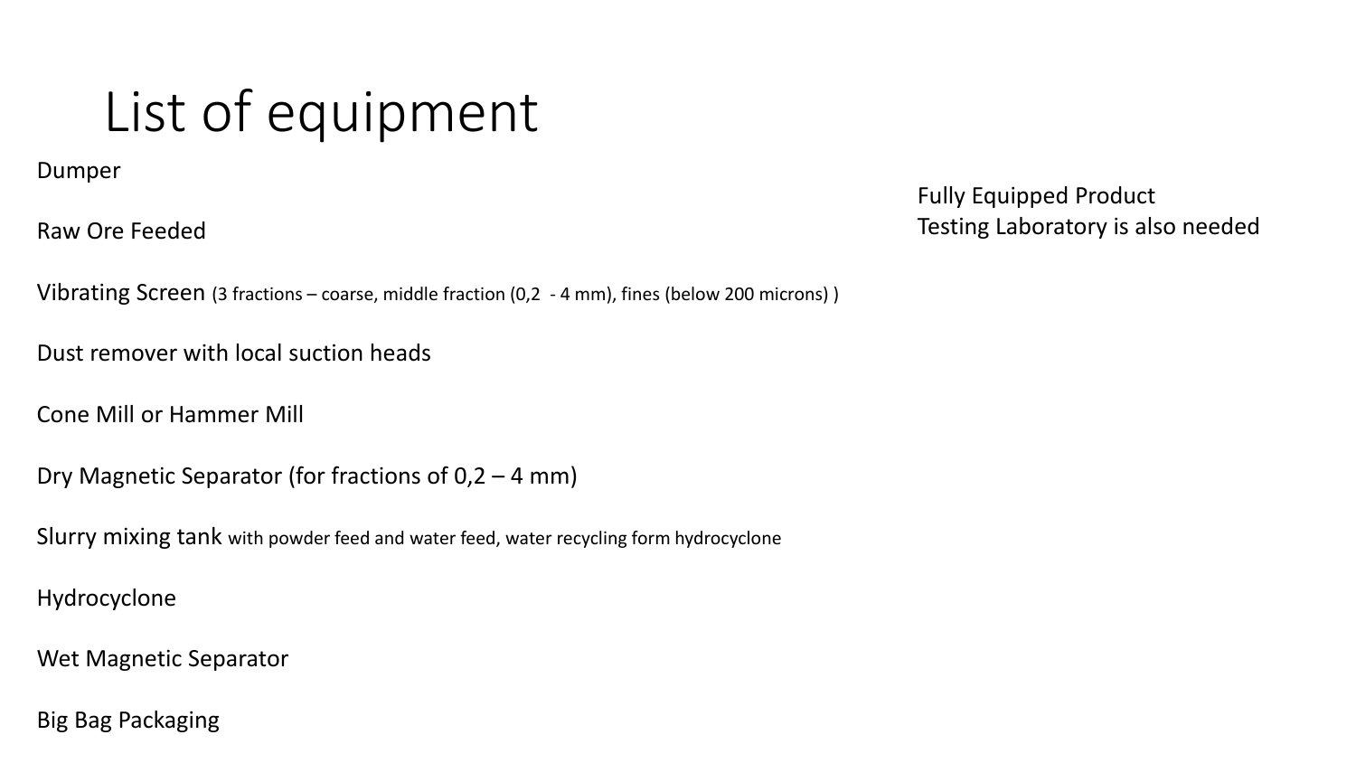# List of equipment

Dumper

Raw Ore Feeded

Vibrating Screen (3 fractions – coarse, middle fraction (0,2 - 4 mm), fines (below 200 microns) )

Dust remover with local suction heads

Cone Mill or Hammer Mill

Dry Magnetic Separator (for fractions of 0,2 – 4 mm)

Slurry mixing tank with powder feed and water feed, water recycling form hydrocyclone

Hydrocyclone

Wet Magnetic Separator

Big Bag Packaging

Fully Equipped Product Testing Laboratory is also needed